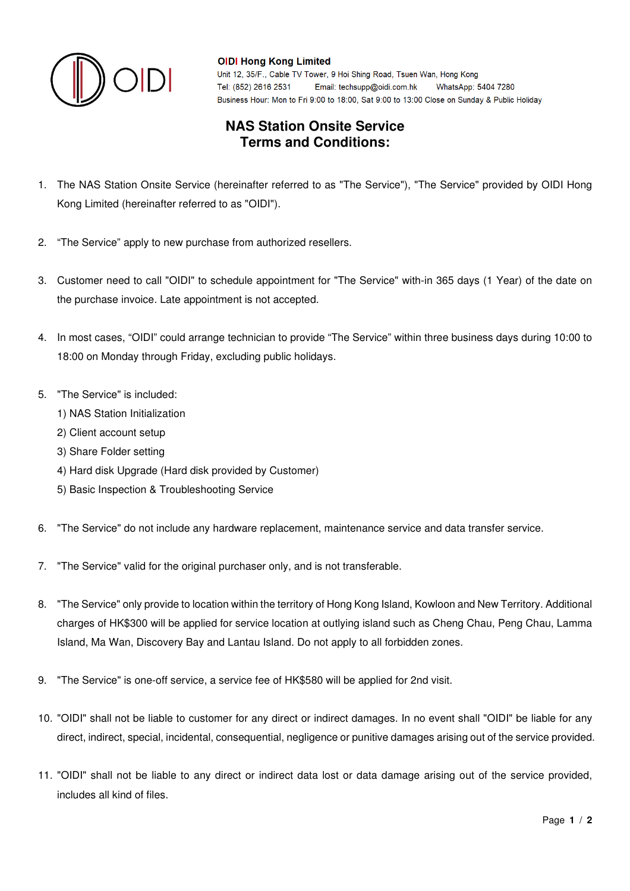**OIDI Hong Kong Limited**
Unit 12, 35/F., Cable TV Tower, 9 Hoi Shing Road, Tsuen Wan, Hong Kong
Tel: (852) 2616 2531 Email: techsupp@oidi.com.hk WhatsApp: 5404 7280
Business Hour: Mon to Fri 9:00 to 18:00, Sat 9:00 to 13:00 Close on Sunday & Public Holiday

# NAS Station Onsite Service
# Terms and Conditions:

1. The NAS Station Onsite Service (hereinafter referred to as "The Service"), "The Service" provided by OIDI Hong Kong Limited (hereinafter referred to as "OIDI").

2. "The Service" apply to new purchase from authorized resellers.

3. Customer need to call "OIDI" to schedule appointment for "The Service" with-in 365 days (1 Year) of the date on the purchase invoice. Late appointment is not accepted.

4. In most cases, "OIDI" could arrange technician to provide "The Service" within three business days during 10:00 to 18:00 on Monday through Friday, excluding public holidays.

5. "The Service" is included:
   1) NAS Station Initialization
   2) Client account setup
   3) Share Folder setting
   4) Hard disk Upgrade (Hard disk provided by Customer)
   5) Basic Inspection & Troubleshooting Service

6. "The Service" do not include any hardware replacement, maintenance service and data transfer service.

7. "The Service" valid for the original purchaser only, and is not transferable.

8. "The Service" only provide to location within the territory of Hong Kong Island, Kowloon and New Territory. Additional charges of HK$300 will be applied for service location at outlying island such as Cheng Chau, Peng Chau, Lamma Island, Ma Wan, Discovery Bay and Lantau Island. Do not apply to all forbidden zones.

9. "The Service" is one-off service, a service fee of HK$580 will be applied for 2nd visit.

10. "OIDI" shall not be liable to customer for any direct or indirect damages. In no event shall "OIDI" be liable for any direct, indirect, special, incidental, consequential, negligence or punitive damages arising out of the service provided.

11. "OIDI" shall not be liable to any direct or indirect data lost or data damage arising out of the service provided, includes all kind of files.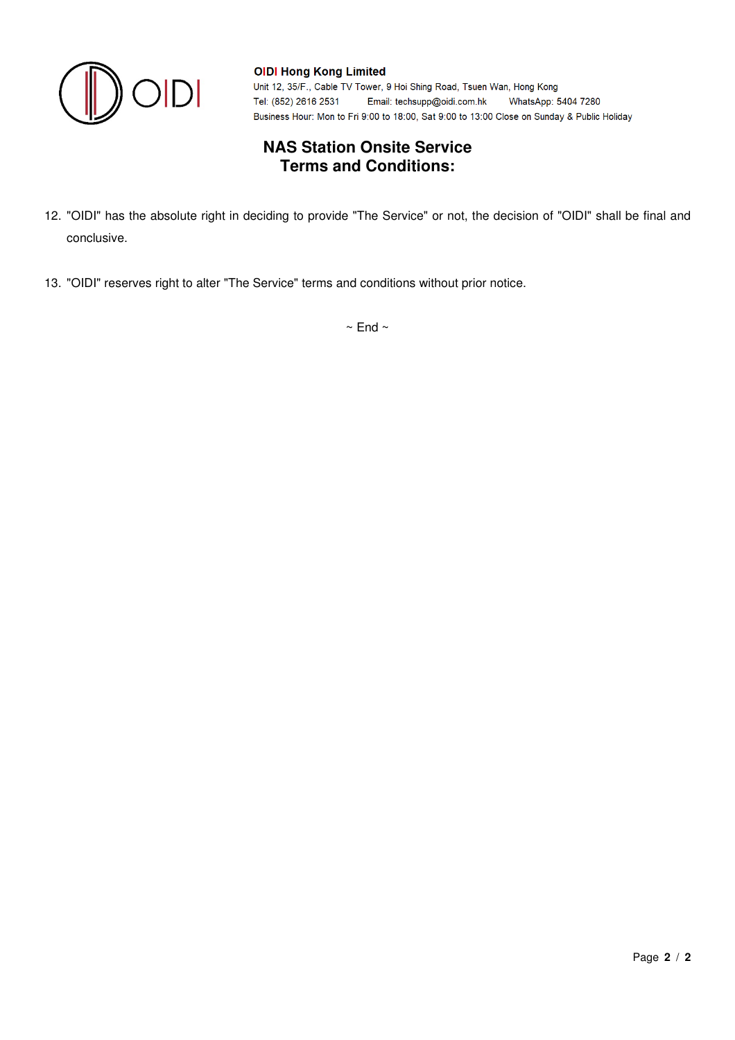**OIDI Hong Kong Limited**
Unit 12, 35/F., Cable TV Tower, 9 Hoi Shing Road, Tsuen Wan, Hong Kong
Tel: (852) 2616 2531 Email: techsupp@oidi.com.hk WhatsApp: 5404 7280
Business Hour: Mon to Fri 9:00 to 18:00, Sat 9:00 to 13:00 Close on Sunday & Public Holiday

# NAS Station Onsite Service Terms and Conditions:

12. "OIDI" has the absolute right in deciding to provide "The Service" or not, the decision of "OIDI" shall be final and conclusive.

13. "OIDI" reserves right to alter "The Service" terms and conditions without prior notice.

~ End ~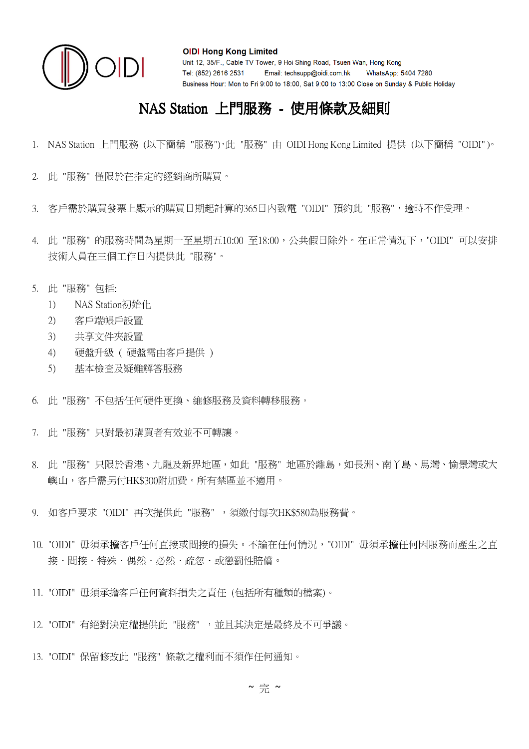**OIDI Hong Kong Limited**
Unit 12, 35/F., Cable TV Tower, 9 Hoi Shing Road, Tsuen Wan, Hong Kong
Tel: (852) 2616 2531 Email: techsupp@oidi.com.hk WhatsApp: 5404 7280
Business Hour: Mon to Fri 9:00 to 18:00, Sat 9:00 to 13:00 Close on Sunday & Public Holiday

# NAS Station 上門服務 - 使用條款及細則

1. NAS Station 上門服務 (以下簡稱 "服務")，此 "服務" 由 OIDI Hong Kong Limited 提供 (以下簡稱 "OIDI")。

2. 此 "服務" 僅限於在指定的經銷商所購買。

3. 客戶需於購買發票上顯示的購買日期起計算的365日內致電 "OIDI" 預約此 "服務"，逾時不作受理。

4. 此 "服務" 的服務時間為星期一至星期五10:00 至18:00，公共假日除外。在正常情況下，"OIDI" 可以安排技術人員在三個工作日內提供此 "服務"。

5. 此 "服務" 包括:
   1) NAS Station初始化
   2) 客戶端帳戶設置
   3) 共享文件夾設置
   4) 硬盤升級 ( 硬盤需由客戶提供 )
   5) 基本檢查及疑難解答服務

6. 此 "服務" 不包括任何硬件更換、維修服務及資料轉移服務。

7. 此 "服務" 只對最初購買者有效並不可轉讓。

8. 此 "服務" 只限於香港、九龍及新界地區，如此 "服務" 地區於離島，如長洲、南丫島、馬灣、愉景灣或大嶼山，客戶需另付HK$300附加費。所有禁區並不適用。

9. 如客戶要求 "OIDI" 再次提供此 "服務" ，須繳付每次HK$580為服務費。

10. "OIDI" 毋須承擔客戶任何直接或間接的損失。不論在任何情況，"OIDI" 毋須承擔任何因服務而產生之直接、間接、特殊、偶然、必然、疏忽、或懲罰性賠償。

11. "OIDI" 毋須承擔客戶任何資料損失之責任 (包括所有種類的檔案)。

12. "OIDI" 有絕對決定權提供此 "服務" ，並且其決定是最終及不可爭議。

13. "OIDI" 保留修改此 "服務" 條款之權利而不須作任何通知。

~ 完 ~